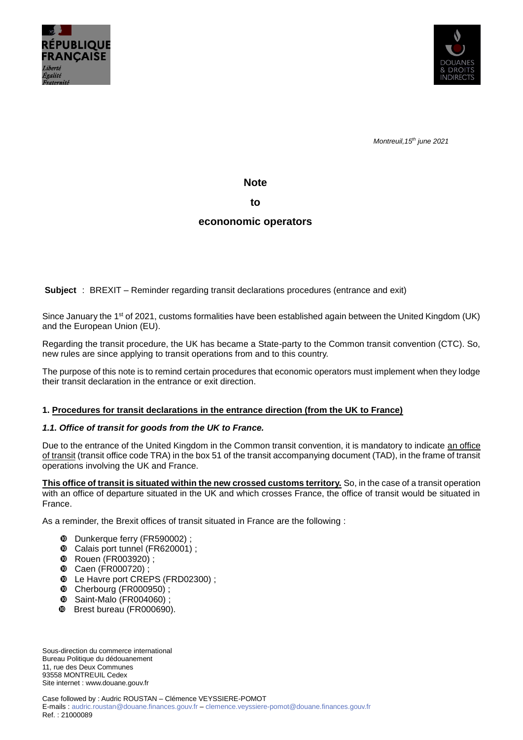RÉPUBLIQUE FRANÇAISE
*Liberté*
*Égalité*
*Fraternité*

DOUANES & DROITS INDIRECTS

*Montreuil,15th june 2021*

**Note**

**to**

**econonomic operators**

**Subject** : BREXIT – Reminder regarding transit declarations procedures (entrance and exit)

Since January the 1st of 2021, customs formalities have been established again between the United Kingdom (UK) and the European Union (EU).

Regarding the transit procedure, the UK has became a State-party to the Common transit convention (CTC). So, new rules are since applying to transit operations from and to this country.

The purpose of this note is to remind certain procedures that economic operators must implement when they lodge their transit declaration in the entrance or exit direction.

## 1. Procedures for transit declarations in the entrance direction (from the UK to France)

### *1.1. Office of transit for goods from the UK to France.*

Due to the entrance of the United Kingdom in the Common transit convention, it is mandatory to indicate an office of transit (transit office code TRA) in the box 51 of the transit accompanying document (TAD), in the frame of transit operations involving the UK and France.

**This office of transit is situated within the new crossed customs territory.** So, in the case of a transit operation with an office of departure situated in the UK and which crosses France, the office of transit would be situated in France.

As a reminder, the Brexit offices of transit situated in France are the following :

- Dunkerque ferry (FR590002) ;
- Calais port tunnel (FR620001) ;
- Rouen (FR003920) ;
- Caen (FR000720) ;
- Le Havre port CREPS (FRD02300) ;
- Cherbourg (FR000950) ;
- Saint-Malo (FR004060) ;
- Brest bureau (FR000690).

Sous-direction du commerce international
Bureau Politique du dédouanement
11, rue des Deux Communes
93558 MONTREUIL Cedex
Site internet : www.douane.gouv.fr

Case followed by : Audric ROUSTAN – Clémence VEYSSIERE-POMOT
E-mails : audric.roustan@douane.finances.gouv.fr – clemence.veyssiere-pomot@douane.finances.gouv.fr
Ref. : 21000089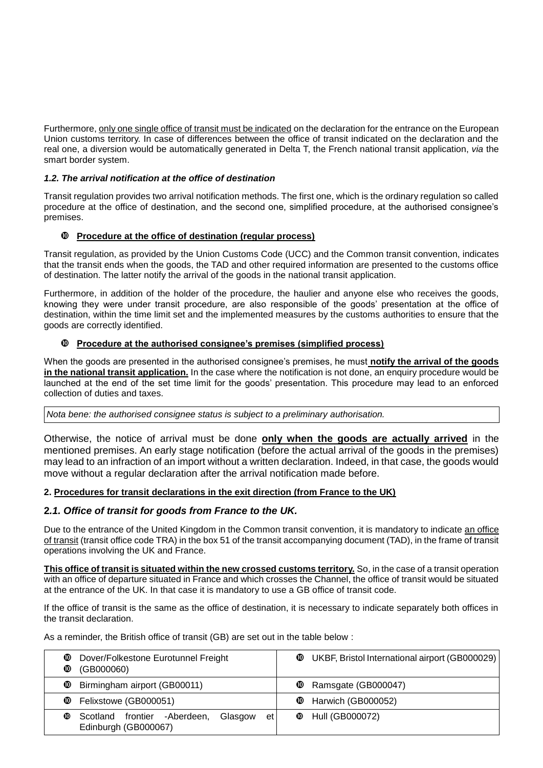Furthermore, only one single office of transit must be indicated on the declaration for the entrance on the European Union customs territory. In case of differences between the office of transit indicated on the declaration and the real one, a diversion would be automatically generated in Delta T, the French national transit application, *via* the smart border system.

### *1.2. The arrival notification at the office of destination*

Transit regulation provides two arrival notification methods. The first one, which is the ordinary regulation so called procedure at the office of destination, and the second one, simplified procedure, at the authorised consignee's premises.

- **Procedure at the office of destination (regular process)**

Transit regulation, as provided by the Union Customs Code (UCC) and the Common transit convention, indicates that the transit ends when the goods, the TAD and other required information are presented to the customs office of destination. The latter notify the arrival of the goods in the national transit application.

Furthermore, in addition of the holder of the procedure, the haulier and anyone else who receives the goods, knowing they were under transit procedure, are also responsible of the goods' presentation at the office of destination, within the time limit set and the implemented measures by the customs authorities to ensure that the goods are correctly identified.

- **Procedure at the authorised consignee's premises (simplified process)**

When the goods are presented in the authorised consignee's premises, he must **notify the arrival of the goods in the national transit application.** In the case where the notification is not done, an enquiry procedure would be launched at the end of the set time limit for the goods' presentation. This procedure may lead to an enforced collection of duties and taxes.

| *Nota bene: the authorised consignee status is subject to a preliminary authorisation.* |
|---|

Otherwise, the notice of arrival must be done **only when the goods are actually arrived** in the mentioned premises. An early stage notification (before the actual arrival of the goods in the premises) may lead to an infraction of an import without a written declaration. Indeed, in that case, the goods would move without a regular declaration after the arrival notification made before.

### 2. Procedures for transit declarations in the exit direction (from France to the UK)

### 2.1. Office of transit for goods from France to the UK.

Due to the entrance of the United Kingdom in the Common transit convention, it is mandatory to indicate an office of transit (transit office code TRA) in the box 51 of the transit accompanying document (TAD), in the frame of transit operations involving the UK and France.

**This office of transit is situated within the new crossed customs territory.** So, in the case of a transit operation with an office of departure situated in France and which crosses the Channel, the office of transit would be situated at the entrance of the UK. In that case it is mandatory to use a GB office of transit code.

If the office of transit is the same as the office of destination, it is necessary to indicate separately both offices in the transit declaration.

As a reminder, the British office of transit (GB) are set out in the table below :

| | |
|---|---|
| Dover/Folkestone Eurotunnel Freight (GB000060) | UKBF, Bristol International airport (GB000029) |
| Birmingham airport (GB00011) | Ramsgate (GB000047) |
| Felixstowe (GB000051) | Harwich (GB000052) |
| Scotland frontier -Aberdeen, Glasgow et Edinburgh (GB000067) | Hull (GB000072) |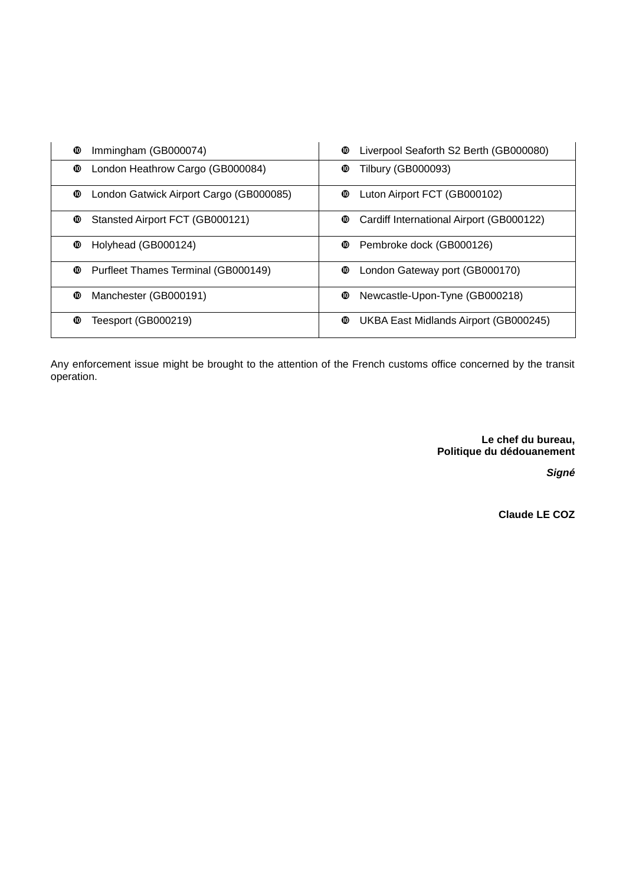| | |
|---|---|
| ➓ Immingham (GB000074) | ➓ Liverpool Seaforth S2 Berth (GB000080) |
| ➓ London Heathrow Cargo (GB000084) | ➓ Tilbury (GB000093) |
| ➓ London Gatwick Airport Cargo (GB000085) | ➓ Luton Airport FCT (GB000102) |
| ➓ Stansted Airport FCT (GB000121) | ➓ Cardiff International Airport (GB000122) |
| ➓ Holyhead (GB000124) | ➓ Pembroke dock (GB000126) |
| ➓ Purfleet Thames Terminal (GB000149) | ➓ London Gateway port (GB000170) |
| ➓ Manchester (GB000191) | ➓ Newcastle-Upon-Tyne (GB000218) |
| ➓ Teesport (GB000219) | ➓ UKBA East Midlands Airport (GB000245) |

Any enforcement issue might be brought to the attention of the French customs office concerned by the transit operation.

**Le chef du bureau,**
**Politique du dédouanement**

***Signé***

**Claude LE COZ**